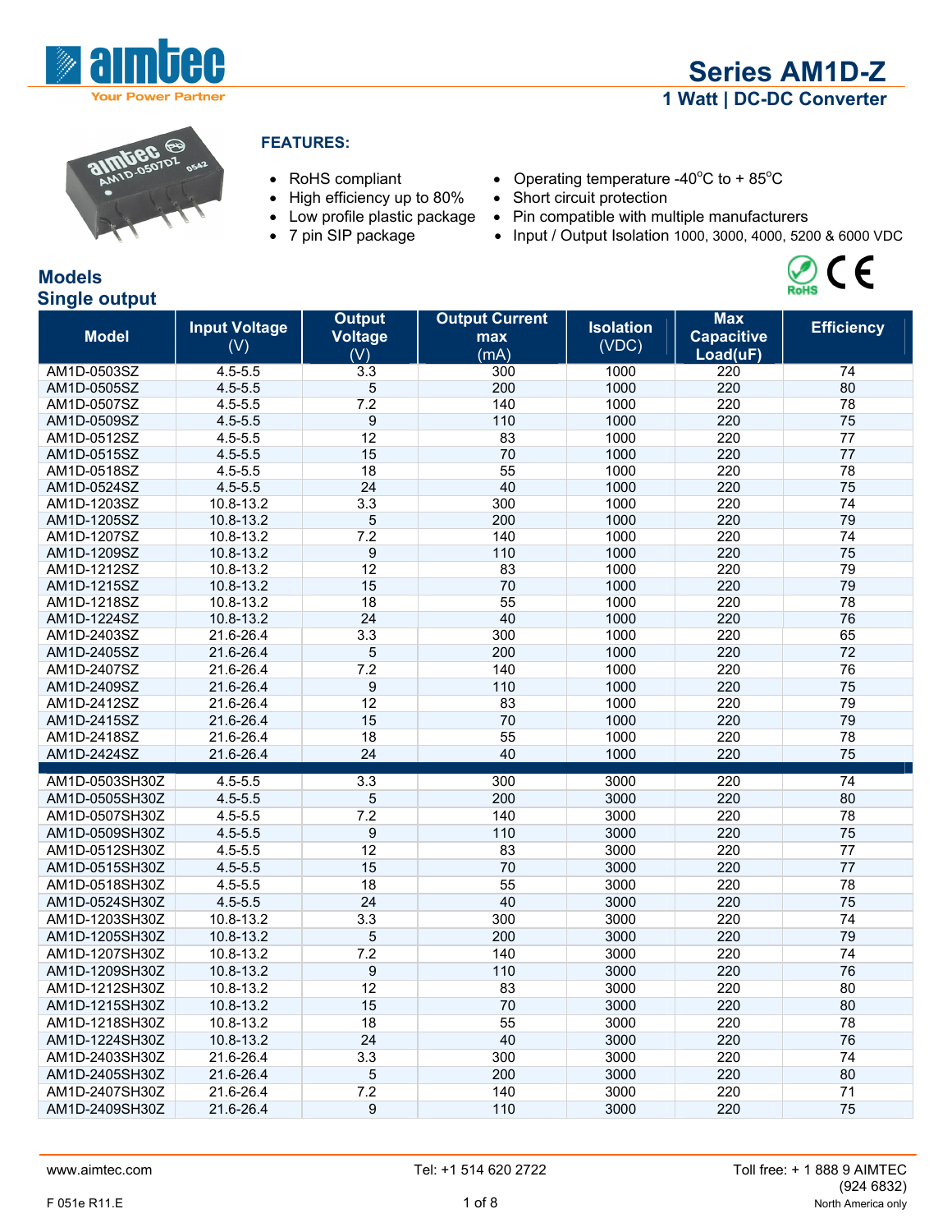# Series AM1D-Z

## 1 Watt | DC-DC Converter

**FEATURES:**

- RoHS compliant
- High efficiency up to 80%
- Low profile plastic package
- 7 pin SIP package
- Operating temperature -40°C to + 85°C
- Short circuit protection
- Pin compatible with multiple manufacturers
- Input / Output Isolation 1000, 3000, 4000, 5200 & 6000 VDC

## Models
## Single output

| Model | Input Voltage (V) | Output Voltage (V) | Output Current max (mA) | Isolation (VDC) | Max Capacitive Load(uF) | Efficiency |
|---|---|---|---|---|---|---|
| AM1D-0503SZ | 4.5-5.5 | 3.3 | 300 | 1000 | 220 | 74 |
| AM1D-0505SZ | 4.5-5.5 | 5 | 200 | 1000 | 220 | 80 |
| AM1D-0507SZ | 4.5-5.5 | 7.2 | 140 | 1000 | 220 | 78 |
| AM1D-0509SZ | 4.5-5.5 | 9 | 110 | 1000 | 220 | 75 |
| AM1D-0512SZ | 4.5-5.5 | 12 | 83 | 1000 | 220 | 77 |
| AM1D-0515SZ | 4.5-5.5 | 15 | 70 | 1000 | 220 | 77 |
| AM1D-0518SZ | 4.5-5.5 | 18 | 55 | 1000 | 220 | 78 |
| AM1D-0524SZ | 4.5-5.5 | 24 | 40 | 1000 | 220 | 75 |
| AM1D-1203SZ | 10.8-13.2 | 3.3 | 300 | 1000 | 220 | 74 |
| AM1D-1205SZ | 10.8-13.2 | 5 | 200 | 1000 | 220 | 79 |
| AM1D-1207SZ | 10.8-13.2 | 7.2 | 140 | 1000 | 220 | 74 |
| AM1D-1209SZ | 10.8-13.2 | 9 | 110 | 1000 | 220 | 75 |
| AM1D-1212SZ | 10.8-13.2 | 12 | 83 | 1000 | 220 | 79 |
| AM1D-1215SZ | 10.8-13.2 | 15 | 70 | 1000 | 220 | 79 |
| AM1D-1218SZ | 10.8-13.2 | 18 | 55 | 1000 | 220 | 78 |
| AM1D-1224SZ | 10.8-13.2 | 24 | 40 | 1000 | 220 | 76 |
| AM1D-2403SZ | 21.6-26.4 | 3.3 | 300 | 1000 | 220 | 65 |
| AM1D-2405SZ | 21.6-26.4 | 5 | 200 | 1000 | 220 | 72 |
| AM1D-2407SZ | 21.6-26.4 | 7.2 | 140 | 1000 | 220 | 76 |
| AM1D-2409SZ | 21.6-26.4 | 9 | 110 | 1000 | 220 | 75 |
| AM1D-2412SZ | 21.6-26.4 | 12 | 83 | 1000 | 220 | 79 |
| AM1D-2415SZ | 21.6-26.4 | 15 | 70 | 1000 | 220 | 79 |
| AM1D-2418SZ | 21.6-26.4 | 18 | 55 | 1000 | 220 | 78 |
| AM1D-2424SZ | 21.6-26.4 | 24 | 40 | 1000 | 220 | 75 |
| AM1D-0503SH30Z | 4.5-5.5 | 3.3 | 300 | 3000 | 220 | 74 |
| AM1D-0505SH30Z | 4.5-5.5 | 5 | 200 | 3000 | 220 | 80 |
| AM1D-0507SH30Z | 4.5-5.5 | 7.2 | 140 | 3000 | 220 | 78 |
| AM1D-0509SH30Z | 4.5-5.5 | 9 | 110 | 3000 | 220 | 75 |
| AM1D-0512SH30Z | 4.5-5.5 | 12 | 83 | 3000 | 220 | 77 |
| AM1D-0515SH30Z | 4.5-5.5 | 15 | 70 | 3000 | 220 | 77 |
| AM1D-0518SH30Z | 4.5-5.5 | 18 | 55 | 3000 | 220 | 78 |
| AM1D-0524SH30Z | 4.5-5.5 | 24 | 40 | 3000 | 220 | 75 |
| AM1D-1203SH30Z | 10.8-13.2 | 3.3 | 300 | 3000 | 220 | 74 |
| AM1D-1205SH30Z | 10.8-13.2 | 5 | 200 | 3000 | 220 | 79 |
| AM1D-1207SH30Z | 10.8-13.2 | 7.2 | 140 | 3000 | 220 | 74 |
| AM1D-1209SH30Z | 10.8-13.2 | 9 | 110 | 3000 | 220 | 76 |
| AM1D-1212SH30Z | 10.8-13.2 | 12 | 83 | 3000 | 220 | 80 |
| AM1D-1215SH30Z | 10.8-13.2 | 15 | 70 | 3000 | 220 | 80 |
| AM1D-1218SH30Z | 10.8-13.2 | 18 | 55 | 3000 | 220 | 78 |
| AM1D-1224SH30Z | 10.8-13.2 | 24 | 40 | 3000 | 220 | 76 |
| AM1D-2403SH30Z | 21.6-26.4 | 3.3 | 300 | 3000 | 220 | 74 |
| AM1D-2405SH30Z | 21.6-26.4 | 5 | 200 | 3000 | 220 | 80 |
| AM1D-2407SH30Z | 21.6-26.4 | 7.2 | 140 | 3000 | 220 | 71 |
| AM1D-2409SH30Z | 21.6-26.4 | 9 | 110 | 3000 | 220 | 75 |

www.aimtec.com Tel: +1 514 620 2722 Toll free: + 1 888 9 AIMTEC (924 6832) North America only

F 051e R11.E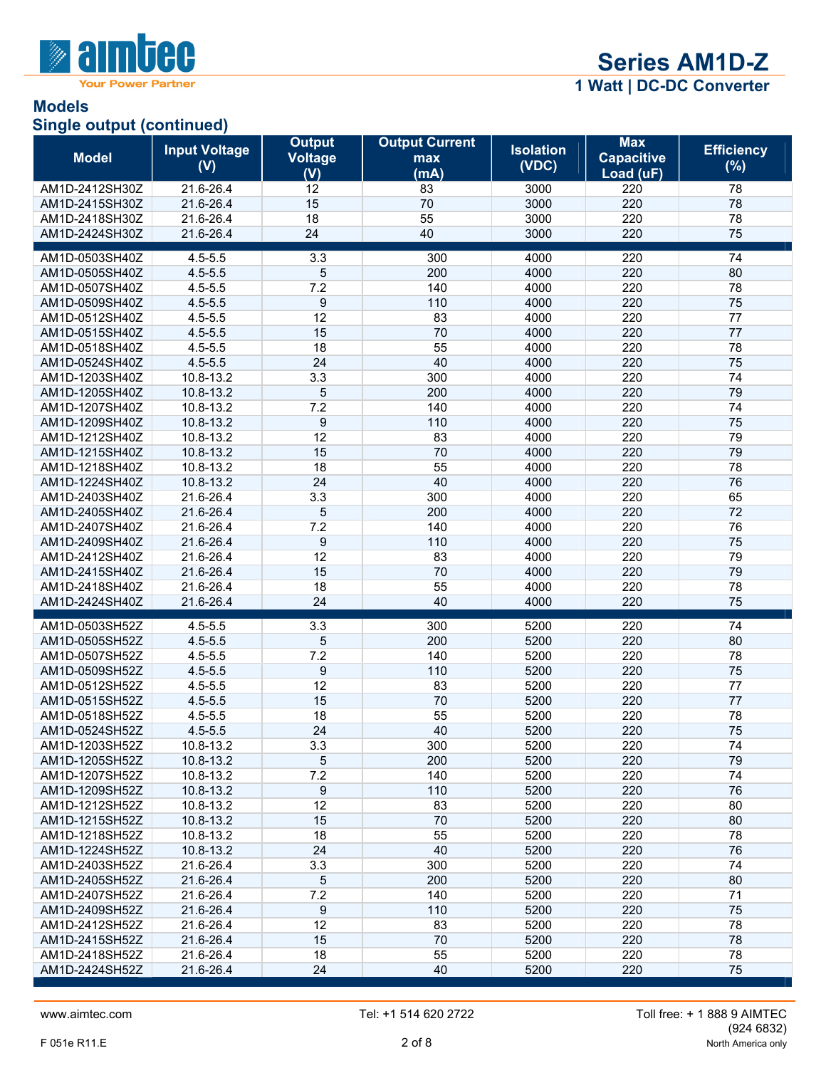## Models

### Single output (continued)

| Model | Input Voltage (V) | Output Voltage (V) | Output Current max (mA) | Isolation (VDC) | Max Capacitive Load (uF) | Efficiency (%) |
|---|---|---|---|---|---|---|
| AM1D-2412SH30Z | 21.6-26.4 | 12 | 83 | 3000 | 220 | 78 |
| AM1D-2415SH30Z | 21.6-26.4 | 15 | 70 | 3000 | 220 | 78 |
| AM1D-2418SH30Z | 21.6-26.4 | 18 | 55 | 3000 | 220 | 78 |
| AM1D-2424SH30Z | 21.6-26.4 | 24 | 40 | 3000 | 220 | 75 |
| AM1D-0503SH40Z | 4.5-5.5 | 3.3 | 300 | 4000 | 220 | 74 |
| AM1D-0505SH40Z | 4.5-5.5 | 5 | 200 | 4000 | 220 | 80 |
| AM1D-0507SH40Z | 4.5-5.5 | 7.2 | 140 | 4000 | 220 | 78 |
| AM1D-0509SH40Z | 4.5-5.5 | 9 | 110 | 4000 | 220 | 75 |
| AM1D-0512SH40Z | 4.5-5.5 | 12 | 83 | 4000 | 220 | 77 |
| AM1D-0515SH40Z | 4.5-5.5 | 15 | 70 | 4000 | 220 | 77 |
| AM1D-0518SH40Z | 4.5-5.5 | 18 | 55 | 4000 | 220 | 78 |
| AM1D-0524SH40Z | 4.5-5.5 | 24 | 40 | 4000 | 220 | 75 |
| AM1D-1203SH40Z | 10.8-13.2 | 3.3 | 300 | 4000 | 220 | 74 |
| AM1D-1205SH40Z | 10.8-13.2 | 5 | 200 | 4000 | 220 | 79 |
| AM1D-1207SH40Z | 10.8-13.2 | 7.2 | 140 | 4000 | 220 | 74 |
| AM1D-1209SH40Z | 10.8-13.2 | 9 | 110 | 4000 | 220 | 75 |
| AM1D-1212SH40Z | 10.8-13.2 | 12 | 83 | 4000 | 220 | 79 |
| AM1D-1215SH40Z | 10.8-13.2 | 15 | 70 | 4000 | 220 | 79 |
| AM1D-1218SH40Z | 10.8-13.2 | 18 | 55 | 4000 | 220 | 78 |
| AM1D-1224SH40Z | 10.8-13.2 | 24 | 40 | 4000 | 220 | 76 |
| AM1D-2403SH40Z | 21.6-26.4 | 3.3 | 300 | 4000 | 220 | 65 |
| AM1D-2405SH40Z | 21.6-26.4 | 5 | 200 | 4000 | 220 | 72 |
| AM1D-2407SH40Z | 21.6-26.4 | 7.2 | 140 | 4000 | 220 | 76 |
| AM1D-2409SH40Z | 21.6-26.4 | 9 | 110 | 4000 | 220 | 75 |
| AM1D-2412SH40Z | 21.6-26.4 | 12 | 83 | 4000 | 220 | 79 |
| AM1D-2415SH40Z | 21.6-26.4 | 15 | 70 | 4000 | 220 | 79 |
| AM1D-2418SH40Z | 21.6-26.4 | 18 | 55 | 4000 | 220 | 78 |
| AM1D-2424SH40Z | 21.6-26.4 | 24 | 40 | 4000 | 220 | 75 |
| AM1D-0503SH52Z | 4.5-5.5 | 3.3 | 300 | 5200 | 220 | 74 |
| AM1D-0505SH52Z | 4.5-5.5 | 5 | 200 | 5200 | 220 | 80 |
| AM1D-0507SH52Z | 4.5-5.5 | 7.2 | 140 | 5200 | 220 | 78 |
| AM1D-0509SH52Z | 4.5-5.5 | 9 | 110 | 5200 | 220 | 75 |
| AM1D-0512SH52Z | 4.5-5.5 | 12 | 83 | 5200 | 220 | 77 |
| AM1D-0515SH52Z | 4.5-5.5 | 15 | 70 | 5200 | 220 | 77 |
| AM1D-0518SH52Z | 4.5-5.5 | 18 | 55 | 5200 | 220 | 78 |
| AM1D-0524SH52Z | 4.5-5.5 | 24 | 40 | 5200 | 220 | 75 |
| AM1D-1203SH52Z | 10.8-13.2 | 3.3 | 300 | 5200 | 220 | 74 |
| AM1D-1205SH52Z | 10.8-13.2 | 5 | 200 | 5200 | 220 | 79 |
| AM1D-1207SH52Z | 10.8-13.2 | 7.2 | 140 | 5200 | 220 | 74 |
| AM1D-1209SH52Z | 10.8-13.2 | 9 | 110 | 5200 | 220 | 76 |
| AM1D-1212SH52Z | 10.8-13.2 | 12 | 83 | 5200 | 220 | 80 |
| AM1D-1215SH52Z | 10.8-13.2 | 15 | 70 | 5200 | 220 | 80 |
| AM1D-1218SH52Z | 10.8-13.2 | 18 | 55 | 5200 | 220 | 78 |
| AM1D-1224SH52Z | 10.8-13.2 | 24 | 40 | 5200 | 220 | 76 |
| AM1D-2403SH52Z | 21.6-26.4 | 3.3 | 300 | 5200 | 220 | 74 |
| AM1D-2405SH52Z | 21.6-26.4 | 5 | 200 | 5200 | 220 | 80 |
| AM1D-2407SH52Z | 21.6-26.4 | 7.2 | 140 | 5200 | 220 | 71 |
| AM1D-2409SH52Z | 21.6-26.4 | 9 | 110 | 5200 | 220 | 75 |
| AM1D-2412SH52Z | 21.6-26.4 | 12 | 83 | 5200 | 220 | 78 |
| AM1D-2415SH52Z | 21.6-26.4 | 15 | 70 | 5200 | 220 | 78 |
| AM1D-2418SH52Z | 21.6-26.4 | 18 | 55 | 5200 | 220 | 78 |
| AM1D-2424SH52Z | 21.6-26.4 | 24 | 40 | 5200 | 220 | 75 |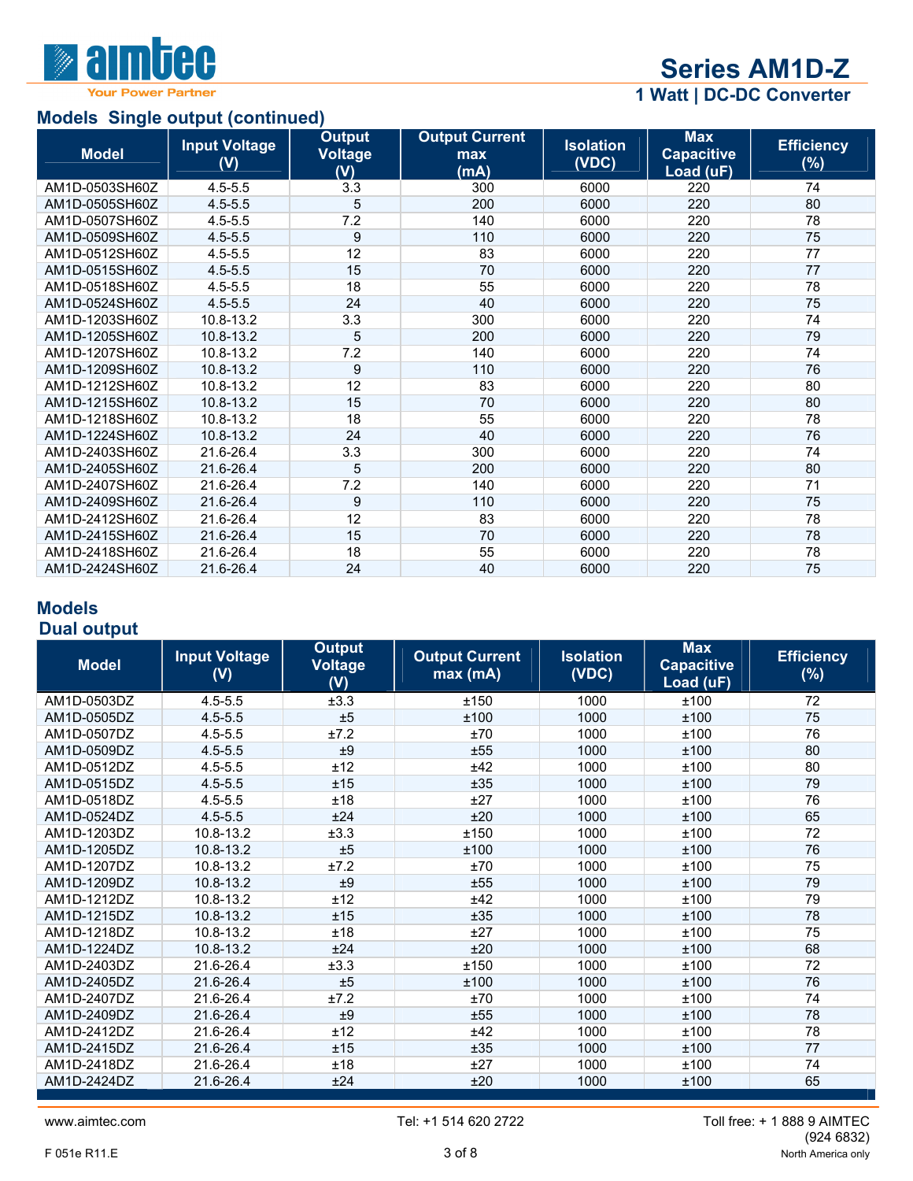## Models Single output (continued)

| Model | Input Voltage (V) | Output Voltage (V) | Output Current max (mA) | Isolation (VDC) | Max Capacitive Load (uF) | Efficiency (%) |
|---|---|---|---|---|---|---|
| AM1D-0503SH60Z | 4.5-5.5 | 3.3 | 300 | 6000 | 220 | 74 |
| AM1D-0505SH60Z | 4.5-5.5 | 5 | 200 | 6000 | 220 | 80 |
| AM1D-0507SH60Z | 4.5-5.5 | 7.2 | 140 | 6000 | 220 | 78 |
| AM1D-0509SH60Z | 4.5-5.5 | 9 | 110 | 6000 | 220 | 75 |
| AM1D-0512SH60Z | 4.5-5.5 | 12 | 83 | 6000 | 220 | 77 |
| AM1D-0515SH60Z | 4.5-5.5 | 15 | 70 | 6000 | 220 | 77 |
| AM1D-0518SH60Z | 4.5-5.5 | 18 | 55 | 6000 | 220 | 78 |
| AM1D-0524SH60Z | 4.5-5.5 | 24 | 40 | 6000 | 220 | 75 |
| AM1D-1203SH60Z | 10.8-13.2 | 3.3 | 300 | 6000 | 220 | 74 |
| AM1D-1205SH60Z | 10.8-13.2 | 5 | 200 | 6000 | 220 | 79 |
| AM1D-1207SH60Z | 10.8-13.2 | 7.2 | 140 | 6000 | 220 | 74 |
| AM1D-1209SH60Z | 10.8-13.2 | 9 | 110 | 6000 | 220 | 76 |
| AM1D-1212SH60Z | 10.8-13.2 | 12 | 83 | 6000 | 220 | 80 |
| AM1D-1215SH60Z | 10.8-13.2 | 15 | 70 | 6000 | 220 | 80 |
| AM1D-1218SH60Z | 10.8-13.2 | 18 | 55 | 6000 | 220 | 78 |
| AM1D-1224SH60Z | 10.8-13.2 | 24 | 40 | 6000 | 220 | 76 |
| AM1D-2403SH60Z | 21.6-26.4 | 3.3 | 300 | 6000 | 220 | 74 |
| AM1D-2405SH60Z | 21.6-26.4 | 5 | 200 | 6000 | 220 | 80 |
| AM1D-2407SH60Z | 21.6-26.4 | 7.2 | 140 | 6000 | 220 | 71 |
| AM1D-2409SH60Z | 21.6-26.4 | 9 | 110 | 6000 | 220 | 75 |
| AM1D-2412SH60Z | 21.6-26.4 | 12 | 83 | 6000 | 220 | 78 |
| AM1D-2415SH60Z | 21.6-26.4 | 15 | 70 | 6000 | 220 | 78 |
| AM1D-2418SH60Z | 21.6-26.4 | 18 | 55 | 6000 | 220 | 78 |
| AM1D-2424SH60Z | 21.6-26.4 | 24 | 40 | 6000 | 220 | 75 |

## Models
### Dual output

| Model | Input Voltage (V) | Output Voltage (V) | Output Current max (mA) | Isolation (VDC) | Max Capacitive Load (uF) | Efficiency (%) |
|---|---|---|---|---|---|---|
| AM1D-0503DZ | 4.5-5.5 | ±3.3 | ±150 | 1000 | ±100 | 72 |
| AM1D-0505DZ | 4.5-5.5 | ±5 | ±100 | 1000 | ±100 | 75 |
| AM1D-0507DZ | 4.5-5.5 | ±7.2 | ±70 | 1000 | ±100 | 76 |
| AM1D-0509DZ | 4.5-5.5 | ±9 | ±55 | 1000 | ±100 | 80 |
| AM1D-0512DZ | 4.5-5.5 | ±12 | ±42 | 1000 | ±100 | 80 |
| AM1D-0515DZ | 4.5-5.5 | ±15 | ±35 | 1000 | ±100 | 79 |
| AM1D-0518DZ | 4.5-5.5 | ±18 | ±27 | 1000 | ±100 | 76 |
| AM1D-0524DZ | 4.5-5.5 | ±24 | ±20 | 1000 | ±100 | 65 |
| AM1D-1203DZ | 10.8-13.2 | ±3.3 | ±150 | 1000 | ±100 | 72 |
| AM1D-1205DZ | 10.8-13.2 | ±5 | ±100 | 1000 | ±100 | 76 |
| AM1D-1207DZ | 10.8-13.2 | ±7.2 | ±70 | 1000 | ±100 | 75 |
| AM1D-1209DZ | 10.8-13.2 | ±9 | ±55 | 1000 | ±100 | 79 |
| AM1D-1212DZ | 10.8-13.2 | ±12 | ±42 | 1000 | ±100 | 79 |
| AM1D-1215DZ | 10.8-13.2 | ±15 | ±35 | 1000 | ±100 | 78 |
| AM1D-1218DZ | 10.8-13.2 | ±18 | ±27 | 1000 | ±100 | 75 |
| AM1D-1224DZ | 10.8-13.2 | ±24 | ±20 | 1000 | ±100 | 68 |
| AM1D-2403DZ | 21.6-26.4 | ±3.3 | ±150 | 1000 | ±100 | 72 |
| AM1D-2405DZ | 21.6-26.4 | ±5 | ±100 | 1000 | ±100 | 76 |
| AM1D-2407DZ | 21.6-26.4 | ±7.2 | ±70 | 1000 | ±100 | 74 |
| AM1D-2409DZ | 21.6-26.4 | ±9 | ±55 | 1000 | ±100 | 78 |
| AM1D-2412DZ | 21.6-26.4 | ±12 | ±42 | 1000 | ±100 | 78 |
| AM1D-2415DZ | 21.6-26.4 | ±15 | ±35 | 1000 | ±100 | 77 |
| AM1D-2418DZ | 21.6-26.4 | ±18 | ±27 | 1000 | ±100 | 74 |
| AM1D-2424DZ | 21.6-26.4 | ±24 | ±20 | 1000 | ±100 | 65 |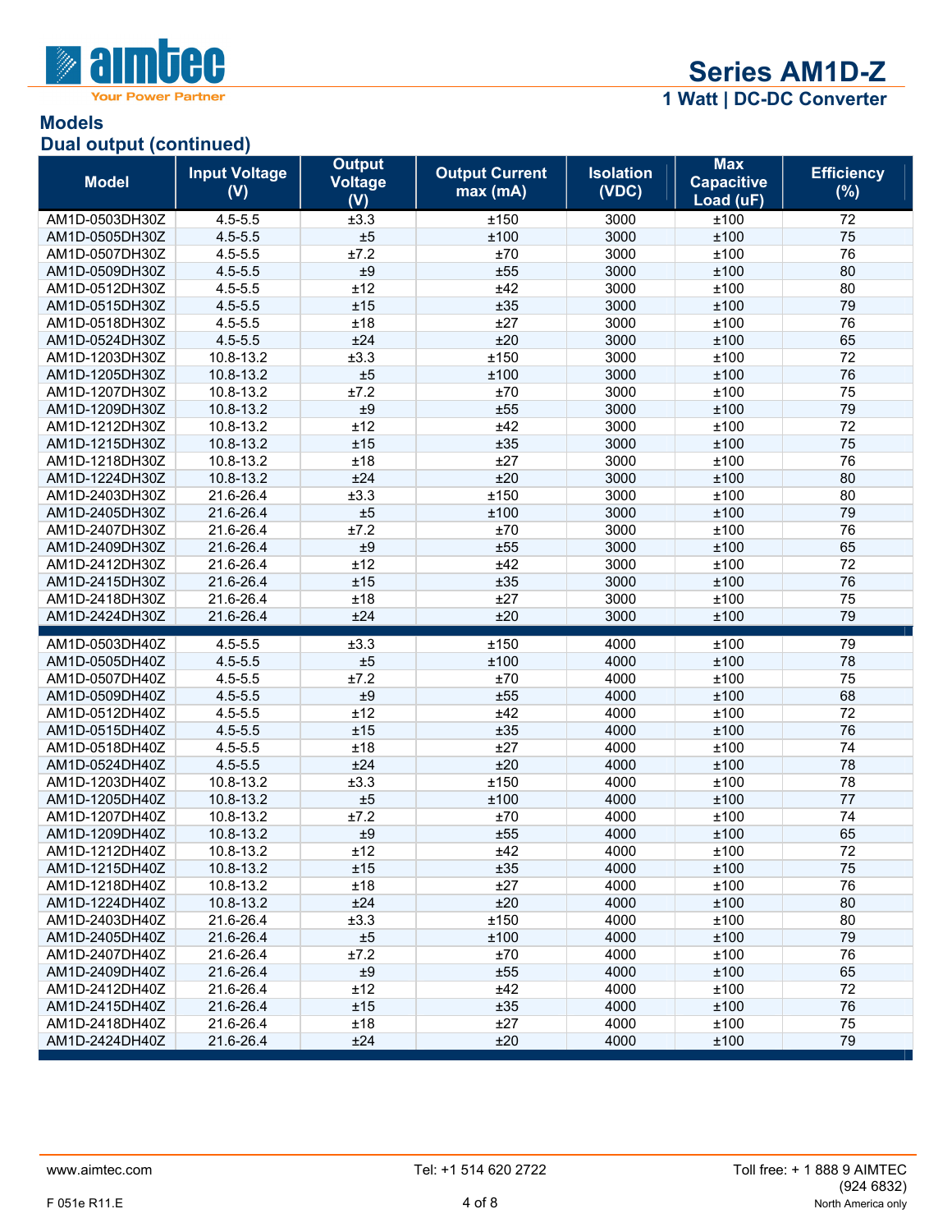## Models

### Dual output (continued)

| Model | Input Voltage (V) | Output Voltage (V) | Output Current max (mA) | Isolation (VDC) | Max Capacitive Load (uF) | Efficiency (%) |
|---|---|---|---|---|---|---|
| AM1D-0503DH30Z | 4.5-5.5 | ±3.3 | ±150 | 3000 | ±100 | 72 |
| AM1D-0505DH30Z | 4.5-5.5 | ±5 | ±100 | 3000 | ±100 | 75 |
| AM1D-0507DH30Z | 4.5-5.5 | ±7.2 | ±70 | 3000 | ±100 | 76 |
| AM1D-0509DH30Z | 4.5-5.5 | ±9 | ±55 | 3000 | ±100 | 80 |
| AM1D-0512DH30Z | 4.5-5.5 | ±12 | ±42 | 3000 | ±100 | 80 |
| AM1D-0515DH30Z | 4.5-5.5 | ±15 | ±35 | 3000 | ±100 | 79 |
| AM1D-0518DH30Z | 4.5-5.5 | ±18 | ±27 | 3000 | ±100 | 76 |
| AM1D-0524DH30Z | 4.5-5.5 | ±24 | ±20 | 3000 | ±100 | 65 |
| AM1D-1203DH30Z | 10.8-13.2 | ±3.3 | ±150 | 3000 | ±100 | 72 |
| AM1D-1205DH30Z | 10.8-13.2 | ±5 | ±100 | 3000 | ±100 | 76 |
| AM1D-1207DH30Z | 10.8-13.2 | ±7.2 | ±70 | 3000 | ±100 | 75 |
| AM1D-1209DH30Z | 10.8-13.2 | ±9 | ±55 | 3000 | ±100 | 79 |
| AM1D-1212DH30Z | 10.8-13.2 | ±12 | ±42 | 3000 | ±100 | 72 |
| AM1D-1215DH30Z | 10.8-13.2 | ±15 | ±35 | 3000 | ±100 | 75 |
| AM1D-1218DH30Z | 10.8-13.2 | ±18 | ±27 | 3000 | ±100 | 76 |
| AM1D-1224DH30Z | 10.8-13.2 | ±24 | ±20 | 3000 | ±100 | 80 |
| AM1D-2403DH30Z | 21.6-26.4 | ±3.3 | ±150 | 3000 | ±100 | 80 |
| AM1D-2405DH30Z | 21.6-26.4 | ±5 | ±100 | 3000 | ±100 | 79 |
| AM1D-2407DH30Z | 21.6-26.4 | ±7.2 | ±70 | 3000 | ±100 | 76 |
| AM1D-2409DH30Z | 21.6-26.4 | ±9 | ±55 | 3000 | ±100 | 65 |
| AM1D-2412DH30Z | 21.6-26.4 | ±12 | ±42 | 3000 | ±100 | 72 |
| AM1D-2415DH30Z | 21.6-26.4 | ±15 | ±35 | 3000 | ±100 | 76 |
| AM1D-2418DH30Z | 21.6-26.4 | ±18 | ±27 | 3000 | ±100 | 75 |
| AM1D-2424DH30Z | 21.6-26.4 | ±24 | ±20 | 3000 | ±100 | 79 |
| AM1D-0503DH40Z | 4.5-5.5 | ±3.3 | ±150 | 4000 | ±100 | 79 |
| AM1D-0505DH40Z | 4.5-5.5 | ±5 | ±100 | 4000 | ±100 | 78 |
| AM1D-0507DH40Z | 4.5-5.5 | ±7.2 | ±70 | 4000 | ±100 | 75 |
| AM1D-0509DH40Z | 4.5-5.5 | ±9 | ±55 | 4000 | ±100 | 68 |
| AM1D-0512DH40Z | 4.5-5.5 | ±12 | ±42 | 4000 | ±100 | 72 |
| AM1D-0515DH40Z | 4.5-5.5 | ±15 | ±35 | 4000 | ±100 | 76 |
| AM1D-0518DH40Z | 4.5-5.5 | ±18 | ±27 | 4000 | ±100 | 74 |
| AM1D-0524DH40Z | 4.5-5.5 | ±24 | ±20 | 4000 | ±100 | 78 |
| AM1D-1203DH40Z | 10.8-13.2 | ±3.3 | ±150 | 4000 | ±100 | 78 |
| AM1D-1205DH40Z | 10.8-13.2 | ±5 | ±100 | 4000 | ±100 | 77 |
| AM1D-1207DH40Z | 10.8-13.2 | ±7.2 | ±70 | 4000 | ±100 | 74 |
| AM1D-1209DH40Z | 10.8-13.2 | ±9 | ±55 | 4000 | ±100 | 65 |
| AM1D-1212DH40Z | 10.8-13.2 | ±12 | ±42 | 4000 | ±100 | 72 |
| AM1D-1215DH40Z | 10.8-13.2 | ±15 | ±35 | 4000 | ±100 | 75 |
| AM1D-1218DH40Z | 10.8-13.2 | ±18 | ±27 | 4000 | ±100 | 76 |
| AM1D-1224DH40Z | 10.8-13.2 | ±24 | ±20 | 4000 | ±100 | 80 |
| AM1D-2403DH40Z | 21.6-26.4 | ±3.3 | ±150 | 4000 | ±100 | 80 |
| AM1D-2405DH40Z | 21.6-26.4 | ±5 | ±100 | 4000 | ±100 | 79 |
| AM1D-2407DH40Z | 21.6-26.4 | ±7.2 | ±70 | 4000 | ±100 | 76 |
| AM1D-2409DH40Z | 21.6-26.4 | ±9 | ±55 | 4000 | ±100 | 65 |
| AM1D-2412DH40Z | 21.6-26.4 | ±12 | ±42 | 4000 | ±100 | 72 |
| AM1D-2415DH40Z | 21.6-26.4 | ±15 | ±35 | 4000 | ±100 | 76 |
| AM1D-2418DH40Z | 21.6-26.4 | ±18 | ±27 | 4000 | ±100 | 75 |
| AM1D-2424DH40Z | 21.6-26.4 | ±24 | ±20 | 4000 | ±100 | 79 |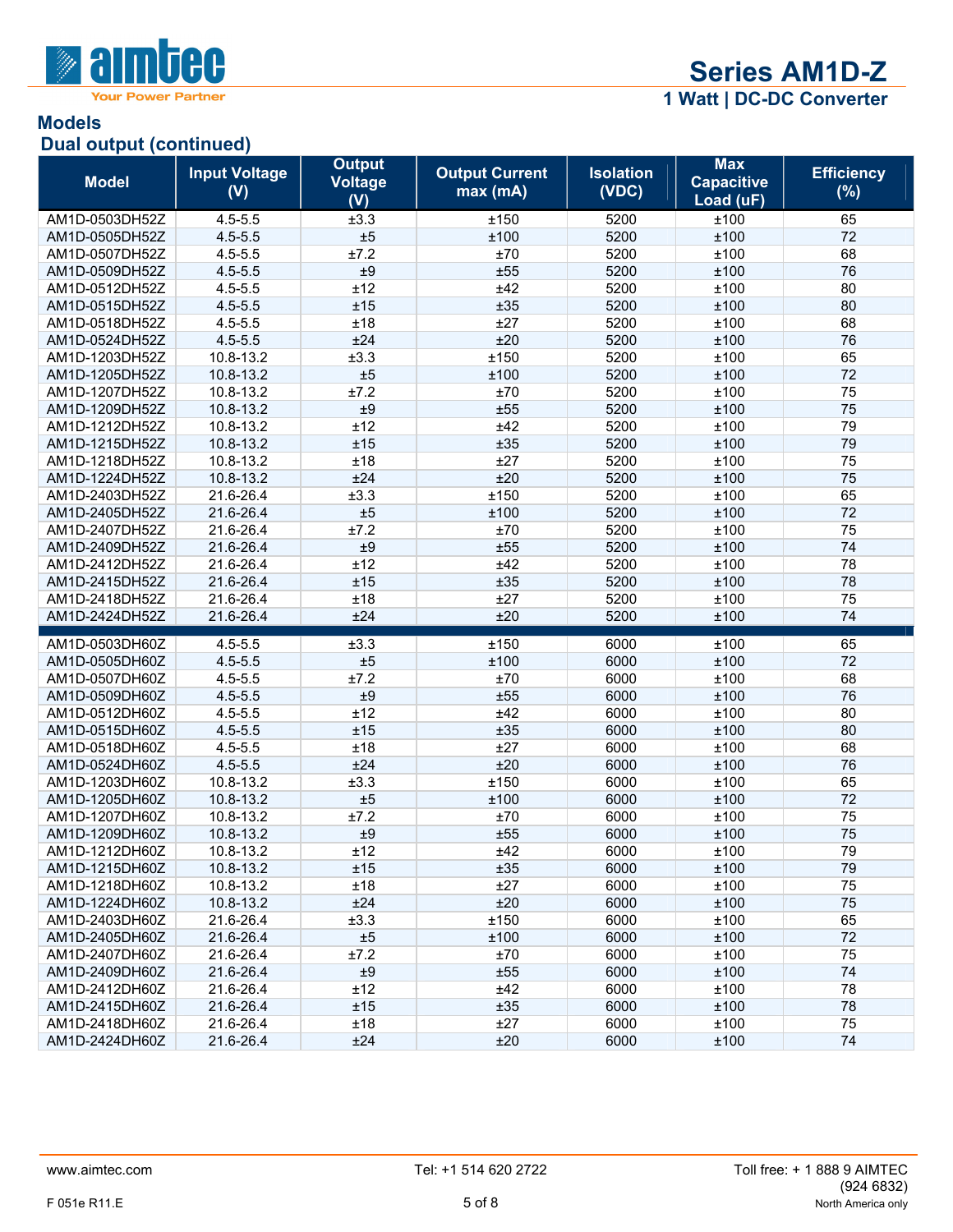## Models

### Dual output (continued)

| Model | Input Voltage (V) | Output Voltage (V) | Output Current max (mA) | Isolation (VDC) | Max Capacitive Load (uF) | Efficiency (%) |
|---|---|---|---|---|---|---|
| AM1D-0503DH52Z | 4.5-5.5 | ±3.3 | ±150 | 5200 | ±100 | 65 |
| AM1D-0505DH52Z | 4.5-5.5 | ±5 | ±100 | 5200 | ±100 | 72 |
| AM1D-0507DH52Z | 4.5-5.5 | ±7.2 | ±70 | 5200 | ±100 | 68 |
| AM1D-0509DH52Z | 4.5-5.5 | ±9 | ±55 | 5200 | ±100 | 76 |
| AM1D-0512DH52Z | 4.5-5.5 | ±12 | ±42 | 5200 | ±100 | 80 |
| AM1D-0515DH52Z | 4.5-5.5 | ±15 | ±35 | 5200 | ±100 | 80 |
| AM1D-0518DH52Z | 4.5-5.5 | ±18 | ±27 | 5200 | ±100 | 68 |
| AM1D-0524DH52Z | 4.5-5.5 | ±24 | ±20 | 5200 | ±100 | 76 |
| AM1D-1203DH52Z | 10.8-13.2 | ±3.3 | ±150 | 5200 | ±100 | 65 |
| AM1D-1205DH52Z | 10.8-13.2 | ±5 | ±100 | 5200 | ±100 | 72 |
| AM1D-1207DH52Z | 10.8-13.2 | ±7.2 | ±70 | 5200 | ±100 | 75 |
| AM1D-1209DH52Z | 10.8-13.2 | ±9 | ±55 | 5200 | ±100 | 75 |
| AM1D-1212DH52Z | 10.8-13.2 | ±12 | ±42 | 5200 | ±100 | 79 |
| AM1D-1215DH52Z | 10.8-13.2 | ±15 | ±35 | 5200 | ±100 | 79 |
| AM1D-1218DH52Z | 10.8-13.2 | ±18 | ±27 | 5200 | ±100 | 75 |
| AM1D-1224DH52Z | 10.8-13.2 | ±24 | ±20 | 5200 | ±100 | 75 |
| AM1D-2403DH52Z | 21.6-26.4 | ±3.3 | ±150 | 5200 | ±100 | 65 |
| AM1D-2405DH52Z | 21.6-26.4 | ±5 | ±100 | 5200 | ±100 | 72 |
| AM1D-2407DH52Z | 21.6-26.4 | ±7.2 | ±70 | 5200 | ±100 | 75 |
| AM1D-2409DH52Z | 21.6-26.4 | ±9 | ±55 | 5200 | ±100 | 74 |
| AM1D-2412DH52Z | 21.6-26.4 | ±12 | ±42 | 5200 | ±100 | 78 |
| AM1D-2415DH52Z | 21.6-26.4 | ±15 | ±35 | 5200 | ±100 | 78 |
| AM1D-2418DH52Z | 21.6-26.4 | ±18 | ±27 | 5200 | ±100 | 75 |
| AM1D-2424DH52Z | 21.6-26.4 | ±24 | ±20 | 5200 | ±100 | 74 |
| AM1D-0503DH60Z | 4.5-5.5 | ±3.3 | ±150 | 6000 | ±100 | 65 |
| AM1D-0505DH60Z | 4.5-5.5 | ±5 | ±100 | 6000 | ±100 | 72 |
| AM1D-0507DH60Z | 4.5-5.5 | ±7.2 | ±70 | 6000 | ±100 | 68 |
| AM1D-0509DH60Z | 4.5-5.5 | ±9 | ±55 | 6000 | ±100 | 76 |
| AM1D-0512DH60Z | 4.5-5.5 | ±12 | ±42 | 6000 | ±100 | 80 |
| AM1D-0515DH60Z | 4.5-5.5 | ±15 | ±35 | 6000 | ±100 | 80 |
| AM1D-0518DH60Z | 4.5-5.5 | ±18 | ±27 | 6000 | ±100 | 68 |
| AM1D-0524DH60Z | 4.5-5.5 | ±24 | ±20 | 6000 | ±100 | 76 |
| AM1D-1203DH60Z | 10.8-13.2 | ±3.3 | ±150 | 6000 | ±100 | 65 |
| AM1D-1205DH60Z | 10.8-13.2 | ±5 | ±100 | 6000 | ±100 | 72 |
| AM1D-1207DH60Z | 10.8-13.2 | ±7.2 | ±70 | 6000 | ±100 | 75 |
| AM1D-1209DH60Z | 10.8-13.2 | ±9 | ±55 | 6000 | ±100 | 75 |
| AM1D-1212DH60Z | 10.8-13.2 | ±12 | ±42 | 6000 | ±100 | 79 |
| AM1D-1215DH60Z | 10.8-13.2 | ±15 | ±35 | 6000 | ±100 | 79 |
| AM1D-1218DH60Z | 10.8-13.2 | ±18 | ±27 | 6000 | ±100 | 75 |
| AM1D-1224DH60Z | 10.8-13.2 | ±24 | ±20 | 6000 | ±100 | 75 |
| AM1D-2403DH60Z | 21.6-26.4 | ±3.3 | ±150 | 6000 | ±100 | 65 |
| AM1D-2405DH60Z | 21.6-26.4 | ±5 | ±100 | 6000 | ±100 | 72 |
| AM1D-2407DH60Z | 21.6-26.4 | ±7.2 | ±70 | 6000 | ±100 | 75 |
| AM1D-2409DH60Z | 21.6-26.4 | ±9 | ±55 | 6000 | ±100 | 74 |
| AM1D-2412DH60Z | 21.6-26.4 | ±12 | ±42 | 6000 | ±100 | 78 |
| AM1D-2415DH60Z | 21.6-26.4 | ±15 | ±35 | 6000 | ±100 | 78 |
| AM1D-2418DH60Z | 21.6-26.4 | ±18 | ±27 | 6000 | ±100 | 75 |
| AM1D-2424DH60Z | 21.6-26.4 | ±24 | ±20 | 6000 | ±100 | 74 |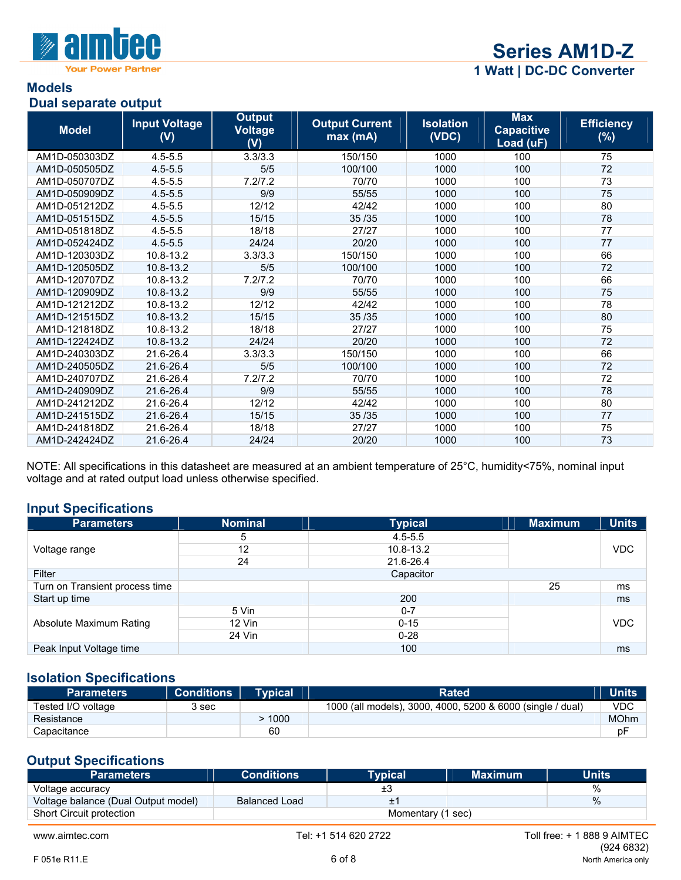## Models

### Dual separate output

| Model | Input Voltage (V) | Output Voltage (V) | Output Current max (mA) | Isolation (VDC) | Max Capacitive Load (uF) | Efficiency (%) |
|---|---|---|---|---|---|---|
| AM1D-050303DZ | 4.5-5.5 | 3.3/3.3 | 150/150 | 1000 | 100 | 75 |
| AM1D-050505DZ | 4.5-5.5 | 5/5 | 100/100 | 1000 | 100 | 72 |
| AM1D-050707DZ | 4.5-5.5 | 7.2/7.2 | 70/70 | 1000 | 100 | 73 |
| AM1D-050909DZ | 4.5-5.5 | 9/9 | 55/55 | 1000 | 100 | 75 |
| AM1D-051212DZ | 4.5-5.5 | 12/12 | 42/42 | 1000 | 100 | 80 |
| AM1D-051515DZ | 4.5-5.5 | 15/15 | 35 /35 | 1000 | 100 | 78 |
| AM1D-051818DZ | 4.5-5.5 | 18/18 | 27/27 | 1000 | 100 | 77 |
| AM1D-052424DZ | 4.5-5.5 | 24/24 | 20/20 | 1000 | 100 | 77 |
| AM1D-120303DZ | 10.8-13.2 | 3.3/3.3 | 150/150 | 1000 | 100 | 66 |
| AM1D-120505DZ | 10.8-13.2 | 5/5 | 100/100 | 1000 | 100 | 72 |
| AM1D-120707DZ | 10.8-13.2 | 7.2/7.2 | 70/70 | 1000 | 100 | 66 |
| AM1D-120909DZ | 10.8-13.2 | 9/9 | 55/55 | 1000 | 100 | 75 |
| AM1D-121212DZ | 10.8-13.2 | 12/12 | 42/42 | 1000 | 100 | 78 |
| AM1D-121515DZ | 10.8-13.2 | 15/15 | 35 /35 | 1000 | 100 | 80 |
| AM1D-121818DZ | 10.8-13.2 | 18/18 | 27/27 | 1000 | 100 | 75 |
| AM1D-122424DZ | 10.8-13.2 | 24/24 | 20/20 | 1000 | 100 | 72 |
| AM1D-240303DZ | 21.6-26.4 | 3.3/3.3 | 150/150 | 1000 | 100 | 66 |
| AM1D-240505DZ | 21.6-26.4 | 5/5 | 100/100 | 1000 | 100 | 72 |
| AM1D-240707DZ | 21.6-26.4 | 7.2/7.2 | 70/70 | 1000 | 100 | 72 |
| AM1D-240909DZ | 21.6-26.4 | 9/9 | 55/55 | 1000 | 100 | 78 |
| AM1D-241212DZ | 21.6-26.4 | 12/12 | 42/42 | 1000 | 100 | 80 |
| AM1D-241515DZ | 21.6-26.4 | 15/15 | 35 /35 | 1000 | 100 | 77 |
| AM1D-241818DZ | 21.6-26.4 | 18/18 | 27/27 | 1000 | 100 | 75 |
| AM1D-242424DZ | 21.6-26.4 | 24/24 | 20/20 | 1000 | 100 | 73 |

NOTE: All specifications in this datasheet are measured at an ambient temperature of 25°C, humidity<75%, nominal input voltage and at rated output load unless otherwise specified.

## Input Specifications

| Parameters | Nominal | Typical | Maximum | Units |
|---|---|---|---|---|
| Voltage range | 5 | 4.5-5.5 | | VDC |
| | 12 | 10.8-13.2 | | |
| | 24 | 21.6-26.4 | | |
| Filter | Capacitor | | | |
| Turn on Transient process time | | | 25 | ms |
| Start up time | | 200 | | ms |
| Absolute Maximum Rating | 5 Vin | 0-7 | | VDC |
| | 12 Vin | 0-15 | | |
| | 24 Vin | 0-28 | | |
| Peak Input Voltage time | | 100 | | ms |

## Isolation Specifications

| Parameters | Conditions | Typical | Rated | Units |
|---|---|---|---|---|
| Tested I/O voltage | 3 sec | | 1000 (all models), 3000, 4000, 5200 & 6000 (single / dual) | VDC |
| Resistance | | > 1000 | | MOhm |
| Capacitance | | 60 | | pF |

## Output Specifications

| Parameters | Conditions | Typical | Maximum | Units |
|---|---|---|---|---|
| Voltage accuracy | | ±3 | | % |
| Voltage balance (Dual Output model) | Balanced Load | ±1 | | % |
| Short Circuit protection | Momentary (1 sec) | | | |

www.aimtec.com Tel: +1 514 620 2722 Toll free: + 1 888 9 AIMTEC (924 6832) North America only

F 051e R11.E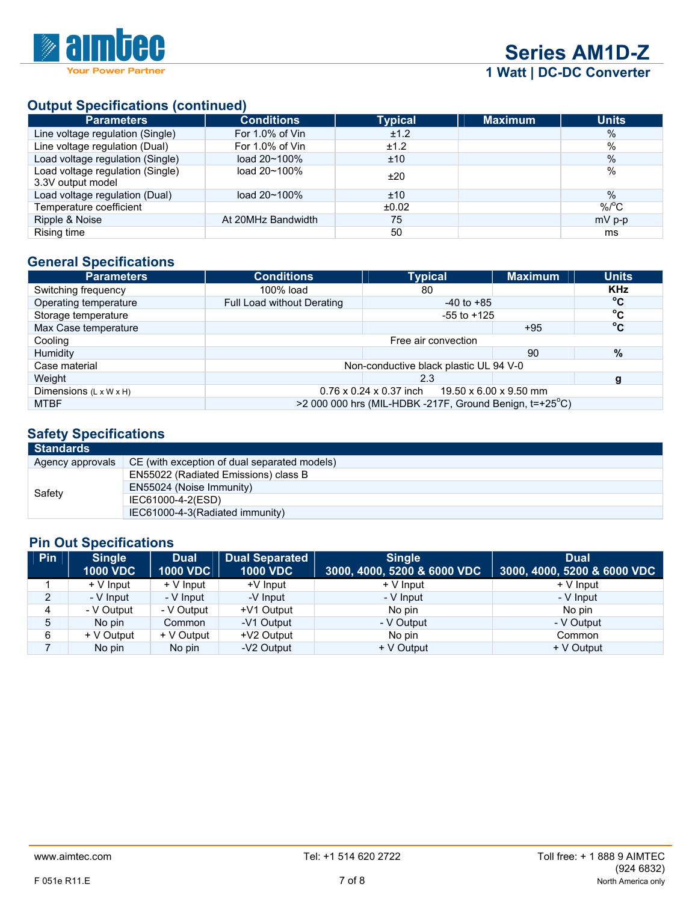## Output Specifications (continued)

| Parameters | Conditions | Typical | Maximum | Units |
|---|---|---|---|---|
| Line voltage regulation (Single) | For 1.0% of Vin | ±1.2 | | % |
| Line voltage regulation (Dual) | For 1.0% of Vin | ±1.2 | | % |
| Load voltage regulation (Single) | load 20~100% | ±10 | | % |
| Load voltage regulation (Single) 3.3V output model | load 20~100% | ±20 | | % |
| Load voltage regulation (Dual) | load 20~100% | ±10 | | % |
| Temperature coefficient | | ±0.02 | | %/°C |
| Ripple & Noise | At 20MHz Bandwidth | 75 | | mV p-p |
| Rising time | | 50 | | ms |

## General Specifications

| Parameters | Conditions | Typical | Maximum | Units |
|---|---|---|---|---|
| Switching frequency | 100% load | 80 | | KHz |
| Operating temperature | Full Load without Derating | -40 to +85 | | °C |
| Storage temperature | | -55 to +125 | | °C |
| Max Case temperature | | | +95 | °C |
| Cooling | Free air convection | | | |
| Humidity | | | 90 | % |
| Case material | Non-conductive black plastic UL 94 V-0 | | | |
| Weight | | 2.3 | | g |
| Dimensions (L x W x H) | 0.76 x 0.24 x 0.37 inch 19.50 x 6.00 x 9.50 mm | | | |
| MTBF | >2 000 000 hrs (MIL-HDBK -217F, Ground Benign, t=+25°C) | | | |

## Safety Specifications

| Standards | |
|---|---|
| Agency approvals | CE (with exception of dual separated models) |
| Safety | EN55022 (Radiated Emissions) class B |
| | EN55024 (Noise Immunity) |
| | IEC61000-4-2(ESD) |
| | IEC61000-4-3(Radiated immunity) |

## Pin Out Specifications

| Pin | Single 1000 VDC | Dual 1000 VDC | Dual Separated 1000 VDC | Single 3000, 4000, 5200 & 6000 VDC | Dual 3000, 4000, 5200 & 6000 VDC |
|---|---|---|---|---|---|
| 1 | + V Input | + V Input | +V Input | + V Input | + V Input |
| 2 | - V Input | - V Input | -V Input | - V Input | - V Input |
| 4 | - V Output | - V Output | +V1 Output | No pin | No pin |
| 5 | No pin | Common | -V1 Output | - V Output | - V Output |
| 6 | + V Output | + V Output | +V2 Output | No pin | Common |
| 7 | No pin | No pin | -V2 Output | + V Output | + V Output |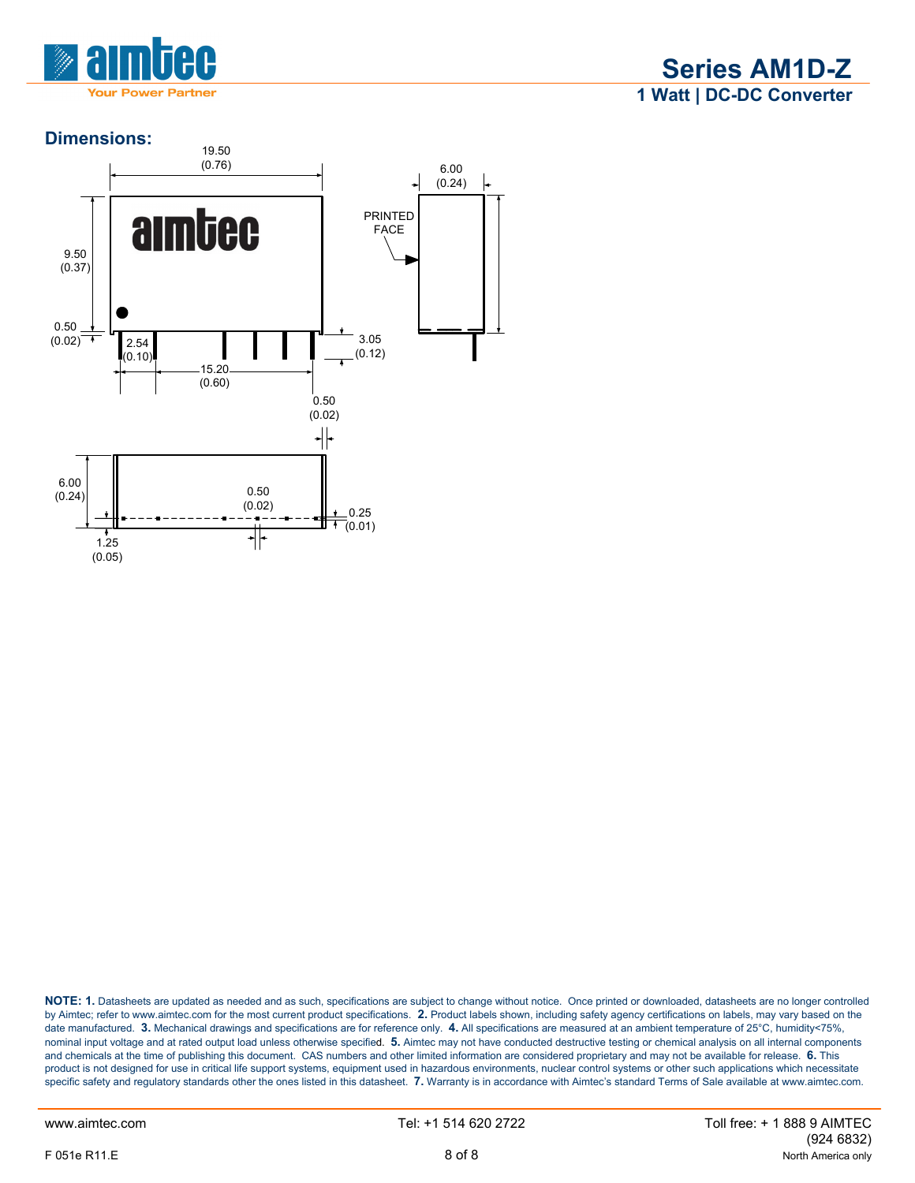## Dimensions:

19.50
(0.76)

6.00
(0.24)

PRINTED
FACE

9.50
(0.37)

0.50
(0.02)

2.54
(0.10)

15.20
(0.60)

3.05
(0.12)

0.50
(0.02)

6.00
(0.24)

0.50
(0.02)

0.25
(0.01)

1.25
(0.05)

**NOTE: 1.** Datasheets are updated as needed and as such, specifications are subject to change without notice. Once printed or downloaded, datasheets are no longer controlled by Aimtec; refer to www.aimtec.com for the most current product specifications. **2.** Product labels shown, including safety agency certifications on labels, may vary based on the date manufactured. **3.** Mechanical drawings and specifications are for reference only. **4.** All specifications are measured at an ambient temperature of 25°C, humidity<75%, nominal input voltage and at rated output load unless otherwise specified. **5.** Aimtec may not have conducted destructive testing or chemical analysis on all internal components and chemicals at the time of publishing this document. CAS numbers and other limited information are considered proprietary and may not be available for release. **6.** This product is not designed for use in critical life support systems, equipment used in hazardous environments, nuclear control systems or other such applications which necessitate specific safety and regulatory standards other the ones listed in this datasheet. **7.** Warranty is in accordance with Aimtec's standard Terms of Sale available at www.aimtec.com.